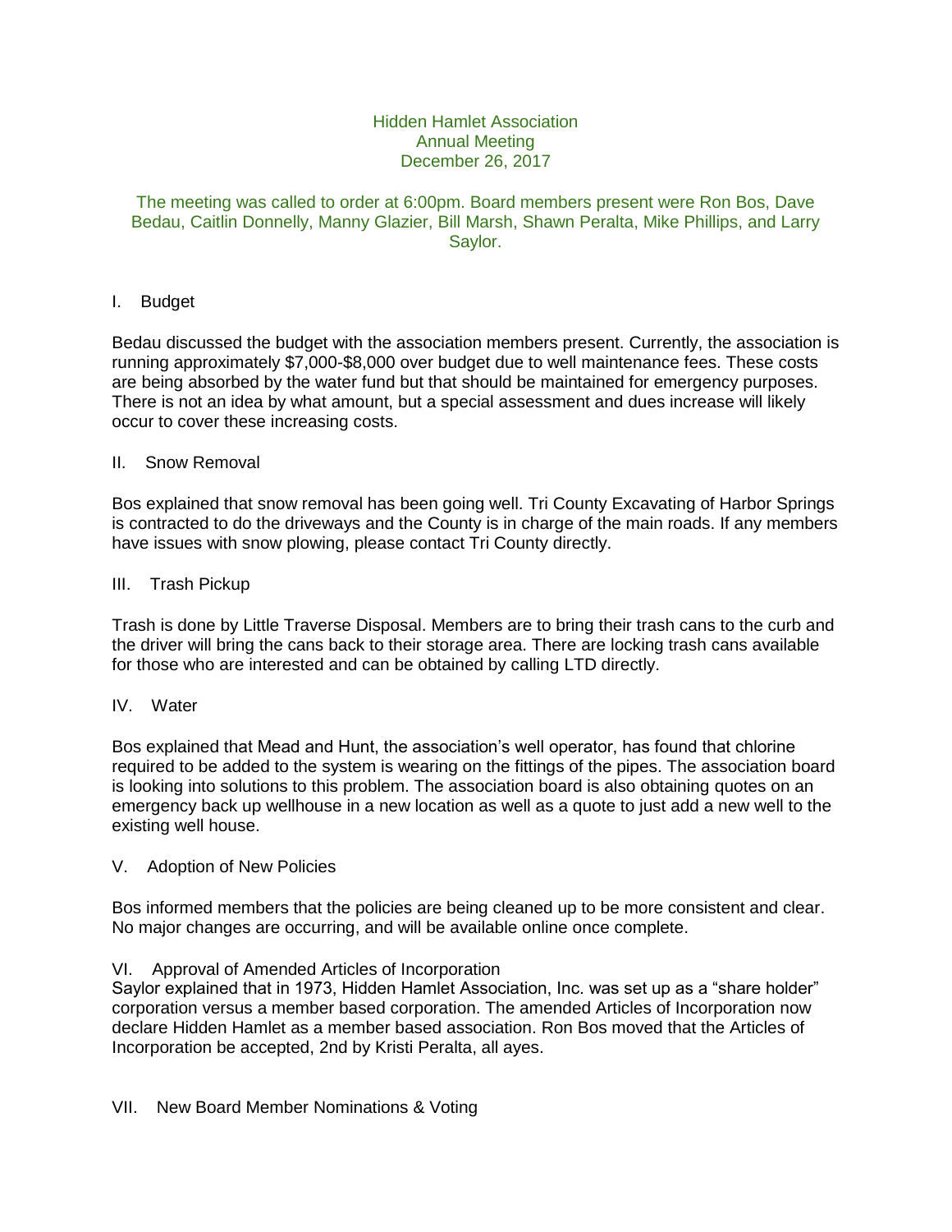# Hidden Hamlet Association
## Annual Meeting
### December 26, 2017

The meeting was called to order at 6:00pm. Board members present were Ron Bos, Dave Bedau, Caitlin Donnelly, Manny Glazier, Bill Marsh, Shawn Peralta, Mike Phillips, and Larry Saylor.

## I. Budget

Bedau discussed the budget with the association members present. Currently, the association is running approximately $7,000-$8,000 over budget due to well maintenance fees. These costs are being absorbed by the water fund but that should be maintained for emergency purposes. There is not an idea by what amount, but a special assessment and dues increase will likely occur to cover these increasing costs.

## II. Snow Removal

Bos explained that snow removal has been going well. Tri County Excavating of Harbor Springs is contracted to do the driveways and the County is in charge of the main roads. If any members have issues with snow plowing, please contact Tri County directly.

## III. Trash Pickup

Trash is done by Little Traverse Disposal. Members are to bring their trash cans to the curb and the driver will bring the cans back to their storage area. There are locking trash cans available for those who are interested and can be obtained by calling LTD directly.

## IV. Water

Bos explained that Mead and Hunt, the association's well operator, has found that chlorine required to be added to the system is wearing on the fittings of the pipes. The association board is looking into solutions to this problem. The association board is also obtaining quotes on an emergency back up wellhouse in a new location as well as a quote to just add a new well to the existing well house.

## V. Adoption of New Policies

Bos informed members that the policies are being cleaned up to be more consistent and clear. No major changes are occurring, and will be available online once complete.

## VI. Approval of Amended Articles of Incorporation

Saylor explained that in 1973, Hidden Hamlet Association, Inc. was set up as a "share holder" corporation versus a member based corporation. The amended Articles of Incorporation now declare Hidden Hamlet as a member based association. Ron Bos moved that the Articles of Incorporation be accepted, 2nd by Kristi Peralta, all ayes.

## VII. New Board Member Nominations & Voting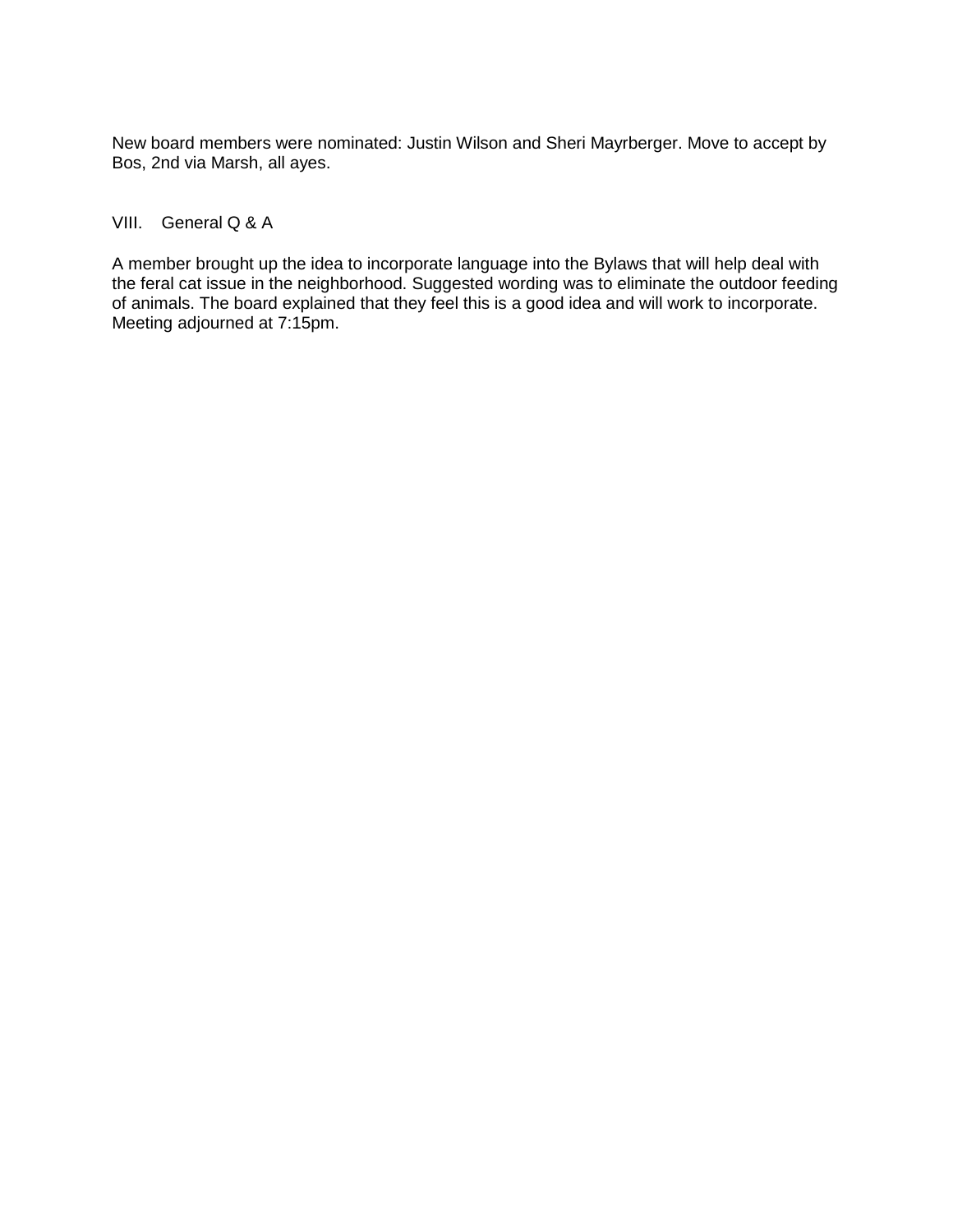New board members were nominated: Justin Wilson and Sheri Mayrberger. Move to accept by Bos, 2nd via Marsh, all ayes.

## VIII. General Q & A

A member brought up the idea to incorporate language into the Bylaws that will help deal with the feral cat issue in the neighborhood. Suggested wording was to eliminate the outdoor feeding of animals. The board explained that they feel this is a good idea and will work to incorporate. Meeting adjourned at 7:15pm.